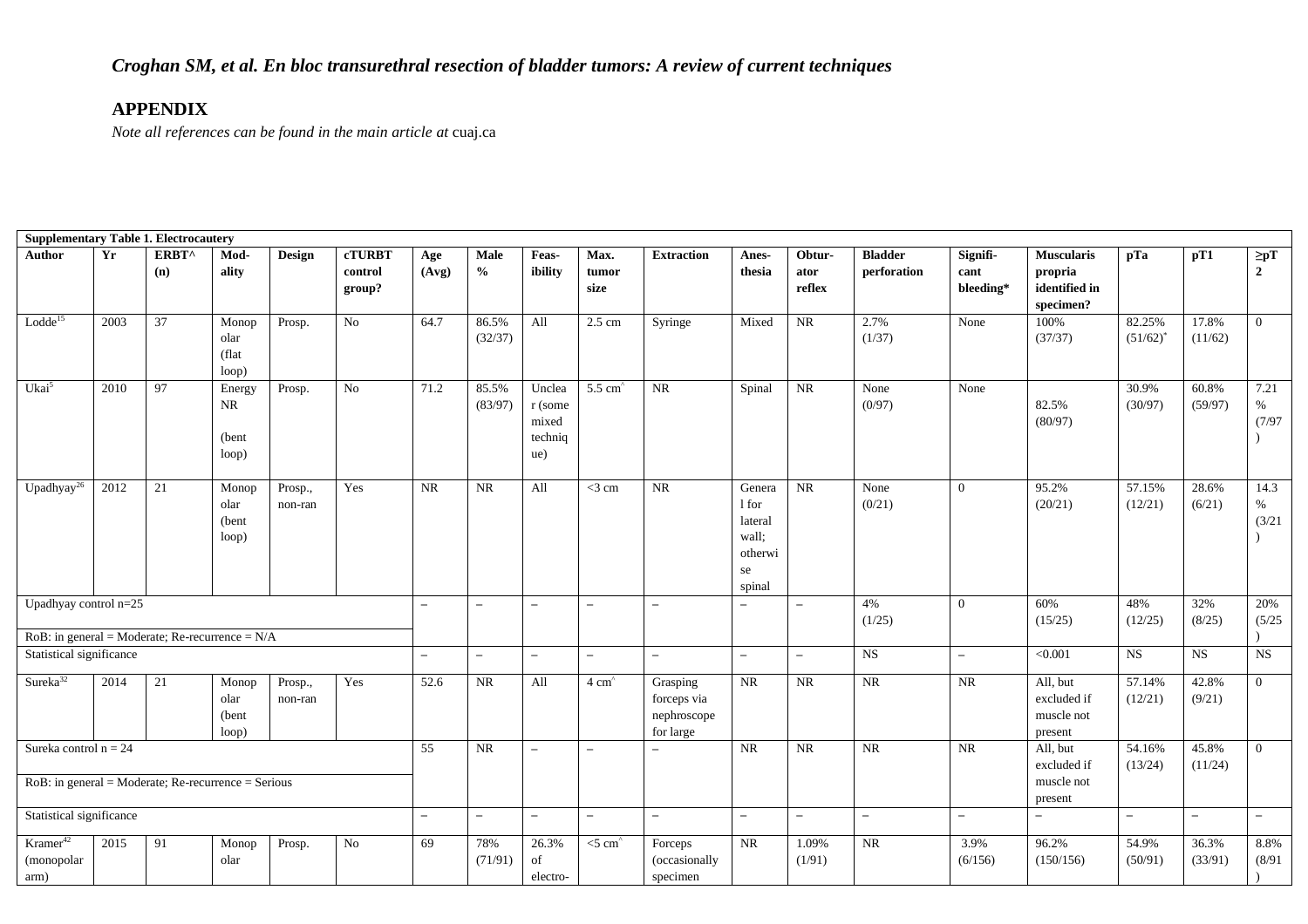*Croghan SM, et al. En bloc transurethral resection of bladder tumors: A review of current techniques*

## APPENDIX

*Note all references can be found in the main article at* cuaj.ca

**Supplementary Table 1. Electrocautery**

| Author | Yr | ERBT^ (n) | Modality | Design | cTURBT control group? | Age (Avg) | Male % | Feasibility | Max. tumor size | Extraction | Anesthesia | Obturator reflex | Bladder perforation | Significant bleeding* | Muscularis propria identified in specimen? | pTa | pT1 | ≥pT2 |
|---|---|---|---|---|---|---|---|---|---|---|---|---|---|---|---|---|---|---|
| Lodde[15] | 2003 | 37 | Monopolar (flat loop) | Prosp. | No | 64.7 | 86.5% (32/37) | All | 2.5 cm | Syringe | Mixed | NR | 2.7% (1/37) | None | 100% (37/37) | 82.25% (51/62)* | 17.8% (11/62) | 0 |
| Ukai[5] | 2010 | 97 | Energy NR (bent loop) | Prosp. | No | 71.2 | 85.5% (83/97) | Unclear (some mixed technique) | 5.5 cm^ | NR | Spinal | NR | None (0/97) | None | 82.5% (80/97) | 30.9% (30/97) | 60.8% (59/97) | 7.21% (7/97) |
| Upadhyay[26] | 2012 | 21 | Monopolar (bent loop) | Prosp., non-ran | Yes | NR | NR | All | <3 cm | NR | General for lateral wall; otherwise spinal | NR | None (0/21) | 0 | 95.2% (20/21) | 57.15% (12/21) | 28.6% (6/21) | 14.3% (3/21) |
| Upadhyay control n=25<br>RoB: in general = Moderate; Re-recurrence = N/A | | | | | | – | – | – | – | – | – | – | 4% (1/25) | 0 | 60% (15/25) | 48% (12/25) | 32% (8/25) | 20% (5/25) |
| Statistical significance | | | | | | – | – | – | – | – | – | – | NS | – | <0.001 | NS | NS | NS |
| Sureka[32] | 2014 | 21 | Monopolar (bent loop) | Prosp., non-ran | Yes | 52.6 | NR | All | 4 cm^ | Grasping forceps via nephroscope for large | NR | NR | NR | NR | All, but excluded if muscle not present | 57.14% (12/21) | 42.8% (9/21) | 0 |
| Sureka control n = 24<br>RoB: in general = Moderate; Re-recurrence = Serious | | | | | | 55 | NR | – | – | – | NR | NR | NR | NR | All, but excluded if muscle not present | 54.16% (13/24) | 45.8% (11/24) | 0 |
| Statistical significance | | | | | | – | – | – | – | – | – | – | – | – | – | – | – | – |
| Kramer[42] (monopolar arm) | 2015 | 91 | Monopolar | Prosp. | No | 69 | 78% (71/91) | 26.3% of electro- | <5 cm^ | Forceps (occasionally specimen | NR | 1.09% (1/91) | NR | 3.9% (6/156) | 96.2% (150/156) | 54.9% (50/91) | 36.3% (33/91) | 8.8% (8/91) |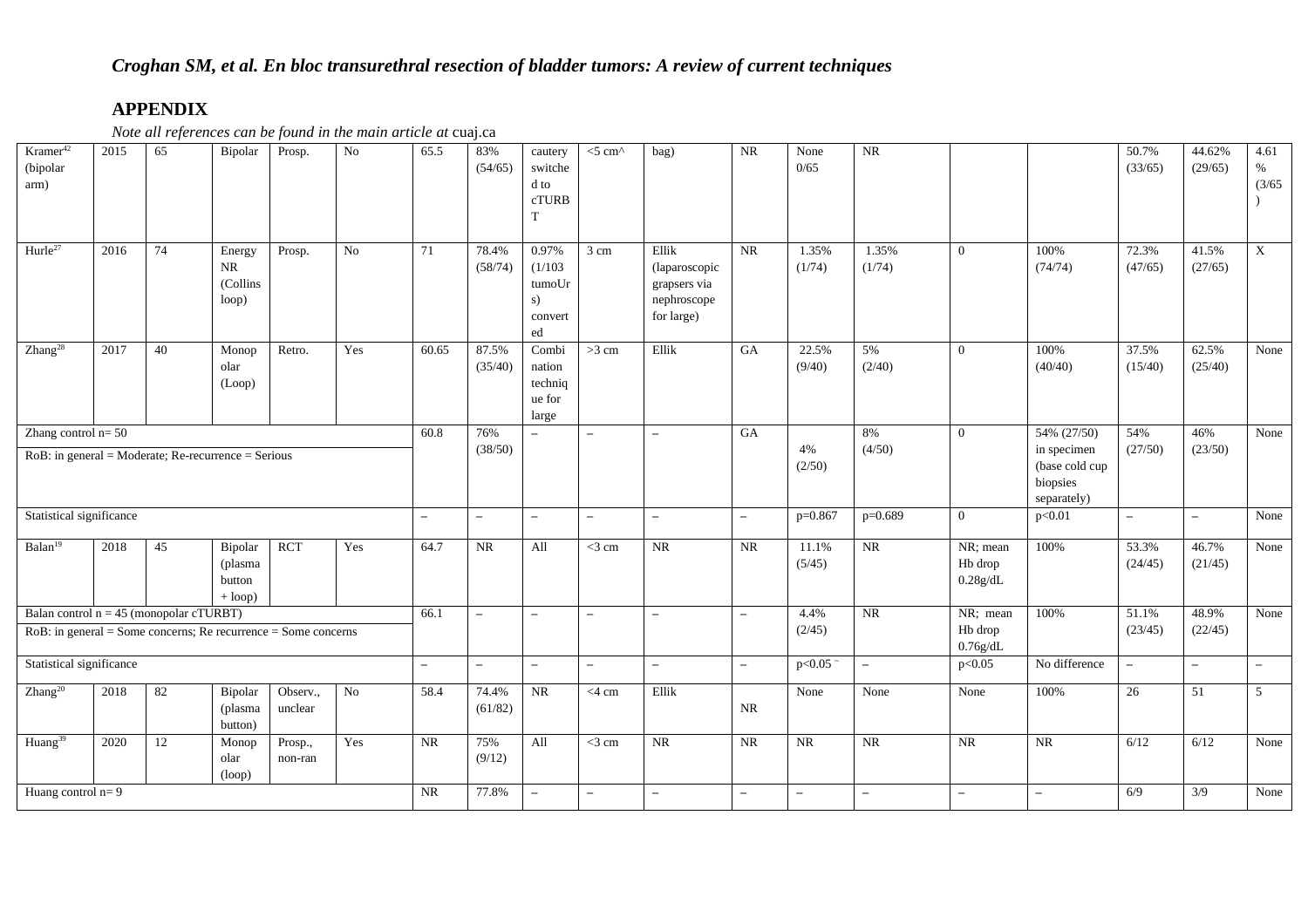*Croghan SM, et al. En bloc transurethral resection of bladder tumors: A review of current techniques*

## APPENDIX

*Note all references can be found in the main article at* cuaj.ca

| | | | | | | | | | | | | | | | | | | |
|---|---|---|---|---|---|---|---|---|---|---|---|---|---|---|---|---|---|---|
| Kramer[42] (bipolar arm) | 2015 | 65 | Bipolar | Prosp. | No | 65.5 | 83% (54/65) | cautery switched to cTURBT | <5 cm^ | bag) | NR | None 0/65 | NR | | | 50.7% (33/65) | 44.62% (29/65) | 4.61 % (3/65) |
| Hurle[27] | 2016 | 74 | Energy NR (Collins loop) | Prosp. | No | 71 | 78.4% (58/74) | 0.97% (1/103 tumoUrs) converted | 3 cm | Ellik (laparoscopic grapsers via nephroscope for large) | NR | 1.35% (1/74) | 1.35% (1/74) | 0 | 100% (74/74) | 72.3% (47/65) | 41.5% (27/65) | X |
| Zhang[28] | 2017 | 40 | Monopolar (Loop) | Retro. | Yes | 60.65 | 87.5% (35/40) | Combination technique for large | >3 cm | Ellik | GA | 22.5% (9/40) | 5% (2/40) | 0 | 100% (40/40) | 37.5% (15/40) | 62.5% (25/40) | None |
| Zhang control n= 50<br>RoB: in general = Moderate; Re-recurrence = Serious | | | | | | 60.8 | 76% (38/50) | – | – | – | GA | 4% (2/50) | 8% (4/50) | 0 | 54% (27/50) in specimen (base cold cup biopsies separately) | 54% (27/50) | 46% (23/50) | None |
| Statistical significance | | | | | | – | – | – | – | – | – | p=0.867 | p=0.689 | 0 | p<0.01 | – | – | None |
| Balan[19] | 2018 | 45 | Bipolar (plasma button + loop) | RCT | Yes | 64.7 | NR | All | <3 cm | NR | NR | 11.1% (5/45) | NR | NR; mean Hb drop 0.28g/dL | 100% | 53.3% (24/45) | 46.7% (21/45) | None |
| Balan control n = 45 (monopolar cTURBT)<br>RoB: in general = Some concerns; Re recurrence = Some concerns | | | | | | 66.1 | – | – | – | – | – | 4.4% (2/45) | NR | NR; mean Hb drop 0.76g/dL | 100% | 51.1% (23/45) | 48.9% (22/45) | None |
| Statistical significance | | | | | | – | – | – | – | – | – | p<0.05 ~ | – | p<0.05 | No difference | – | – | – |
| Zhang[20] | 2018 | 82 | Bipolar (plasma button) | Observ., unclear | No | 58.4 | 74.4% (61/82) | NR | <4 cm | Ellik | NR | None | None | None | 100% | 26 | 51 | 5 |
| Huang[39] | 2020 | 12 | Monopolar (loop) | Prosp., non-ran | Yes | NR | 75% (9/12) | All | <3 cm | NR | NR | NR | NR | NR | NR | 6/12 | 6/12 | None |
| Huang control n= 9 | | | | | | NR | 77.8% | – | – | – | – | – | – | – | – | 6/9 | 3/9 | None |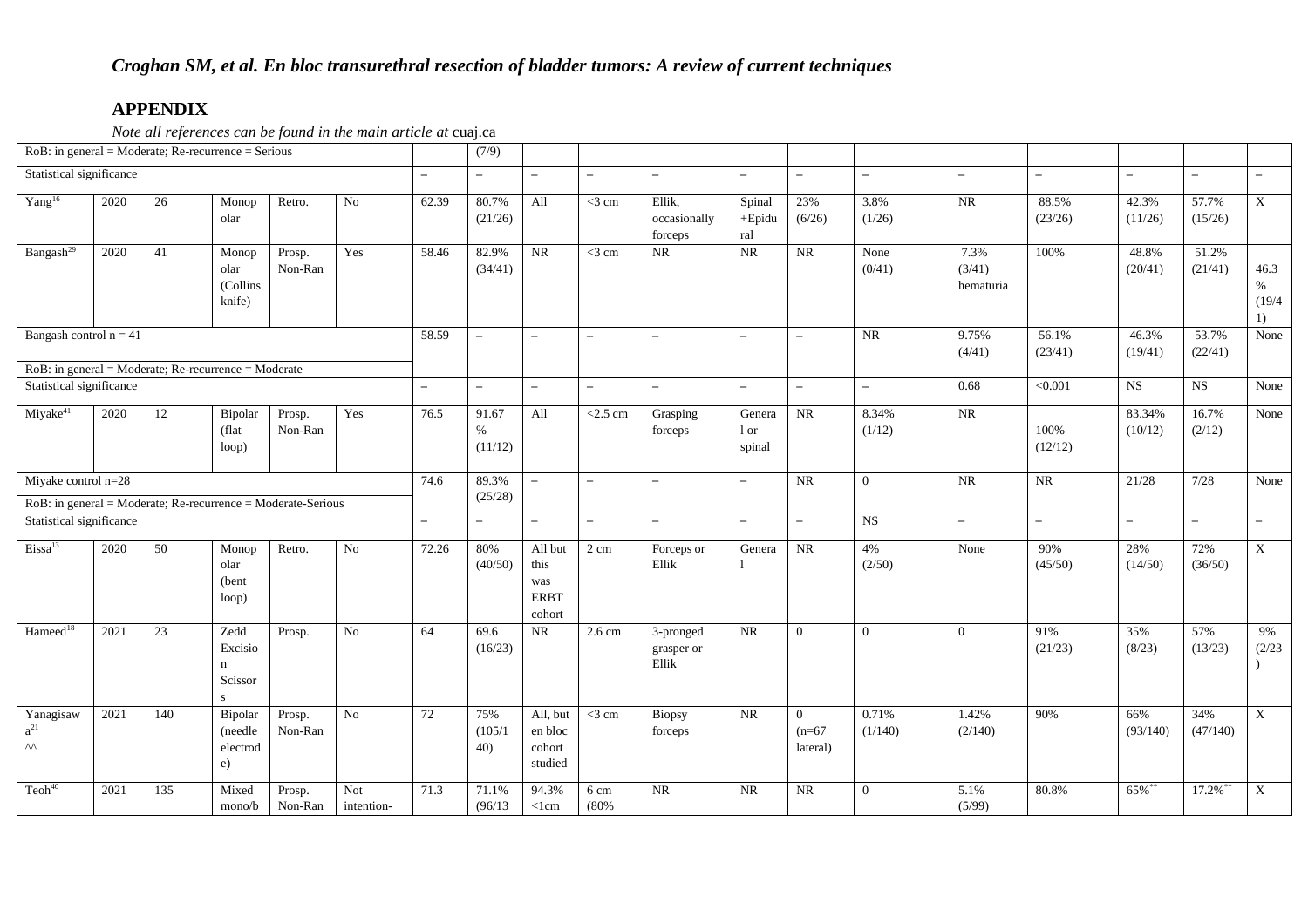## APPENDIX

*Note all references can be found in the main article at* cuaj.ca

| | | | | | | | | | | | | | | | | | | |
|---|---|---|---|---|---|---|---|---|---|---|---|---|---|---|---|---|---|---|
| RoB: in general = Moderate; Re-recurrence = Serious | | | | | | | (7/9) | | | | | | | | | | | |
| Statistical significance | | | | | | – | – | – | – | – | – | – | – | – | – | – | – | – |
| Yang[16] | 2020 | 26 | Monopolar | Retro. | No | 62.39 | 80.7% (21/26) | All | <3 cm | Ellik, occasionally forceps | Spinal +Epidural | 23% (6/26) | 3.8% (1/26) | NR | 88.5% (23/26) | 42.3% (11/26) | 57.7% (15/26) | X |
| Bangash[29] | 2020 | 41 | Monopolar (Collins knife) | Prosp. Non-Ran | Yes | 58.46 | 82.9% (34/41) | NR | <3 cm | NR | NR | NR | None (0/41) | 7.3% (3/41) hematuria | 100% | 48.8% (20/41) | 51.2% (21/41) | 46.3% (19/41) |
| Bangash control n = 41 | | | | | | 58.59 | – | – | – | – | – | – | NR | 9.75% (4/41) | 56.1% (23/41) | 46.3% (19/41) | 53.7% (22/41) | None |
| RoB: in general = Moderate; Re-recurrence = Moderate | | | | | | | | | | | | | | | | | | |
| Statistical significance | | | | | | – | – | – | – | – | – | – | – | 0.68 | <0.001 | NS | NS | None |
| Miyake[41] | 2020 | 12 | Bipolar (flat loop) | Prosp. Non-Ran | Yes | 76.5 | 91.67 % (11/12) | All | <2.5 cm | Grasping forceps | General or spinal | NR | 8.34% (1/12) | NR | 100% (12/12) | 83.34% (10/12) | 16.7% (2/12) | None |
| Miyake control n=28 | | | | | | 74.6 | 89.3% (25/28) | – | – | – | – | NR | 0 | NR | NR | 21/28 | 7/28 | None |
| RoB: in general = Moderate; Re-recurrence = Moderate-Serious | | | | | | | | | | | | | | | | | | |
| Statistical significance | | | | | | – | – | – | – | – | – | – | NS | – | – | – | – | – |
| Eissa[13] | 2020 | 50 | Monopolar (bent loop) | Retro. | No | 72.26 | 80% (40/50) | All but this was ERBT cohort | 2 cm | Forceps or Ellik | General | NR | 4% (2/50) | None | 90% (45/50) | 28% (14/50) | 72% (36/50) | X |
| Hameed[18] | 2021 | 23 | Zedd Excision Scissors | Prosp. | No | 64 | 69.6 (16/23) | NR | 2.6 cm | 3-pronged grasper or Ellik | NR | 0 | 0 | 0 | 91% (21/23) | 35% (8/23) | 57% (13/23) | 9% (2/23) |
| Yanagisawa[21] ^^ | 2021 | 140 | Bipolar (needle electrode) | Prosp. Non-Ran | No | 72 | 75% (105/140) | All, but en bloc cohort studied | <3 cm | Biopsy forceps | NR | 0 (n=67 lateral) | 0.71% (1/140) | 1.42% (2/140) | 90% | 66% (93/140) | 34% (47/140) | X |
| Teoh[40] | 2021 | 135 | Mixed mono/b | Prosp. Non-Ran | Not intention- | 71.3 | 71.1% (96/13 | 94.3% <1cm | 6 cm (80% | NR | NR | NR | 0 | 5.1% (5/99) | 80.8% | 65%** | 17.2%** | X |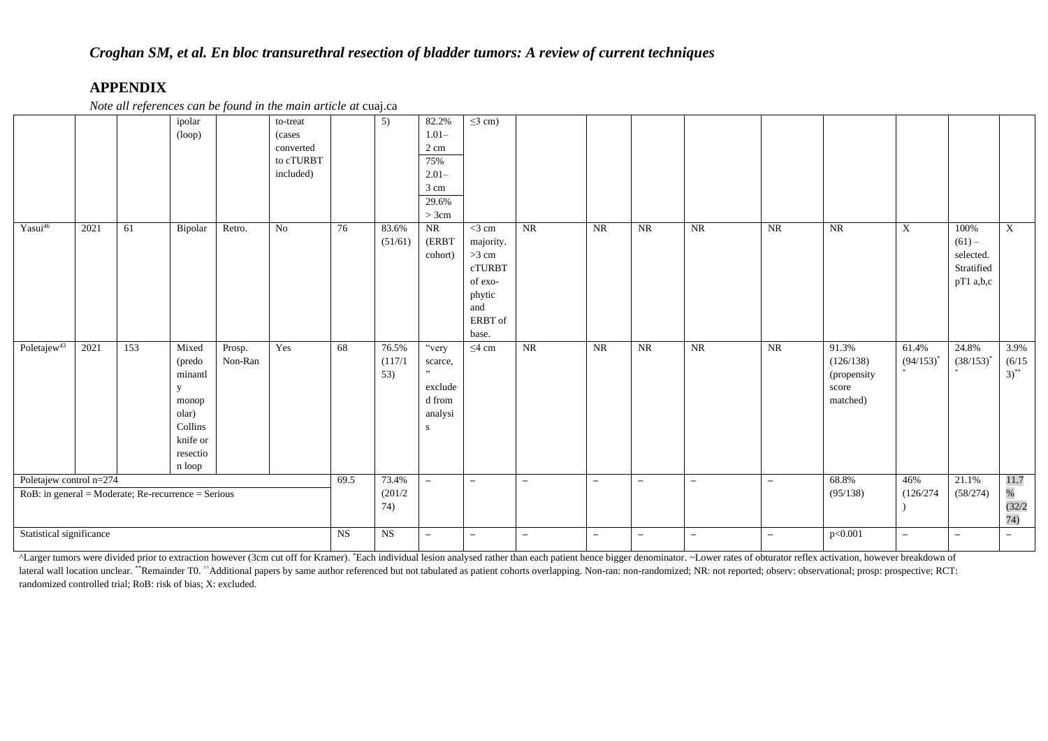*Croghan SM, et al. En bloc transurethral resection of bladder tumors: A review of current techniques*

## APPENDIX

*Note all references can be found in the main article at* cuaj.ca

| | | | | | | | | | | | | | | | | | | |
|---|---|---|---|---|---|---|---|---|---|---|---|---|---|---|---|---|---|---|
| | | | ipolar (loop) | | to-treat (cases converted to cTURBT included) | | 5) | 82.2% 1.01–2 cm<br>75% 2.01–3 cm<br>29.6% > 3cm | ≤3 cm) | | | | | | | | | |
| Yasui[46] | 2021 | 61 | Bipolar | Retro. | No | 76 | 83.6% (51/61) | NR (ERBT cohort) | <3 cm majority. >3 cm cTURBT of exo-phytic and ERBT of base. | NR | NR | NR | NR | NR | NR | X | 100% (61) – selected. Stratified pT1 a,b,c | X |
| Poletajew[43] | 2021 | 153 | Mixed (predominantly monopolar) Collins knife or resection loop | Prosp. Non-Ran | Yes | 68 | 76.5% (117/153) | "very scarce," excluded from analysis | ≤4 cm | NR | NR | NR | NR | NR | 91.3% (126/138) (propensity score matched) | 61.4% (94/153)[*] | 24.8% (38/153)[*] | 3.9% (6/153)[**] |
| Poletajew control n=274<br>RoB: in general = Moderate; Re-recurrence = Serious | | | | | | 69.5 | 73.4% (201/274) | – | – | – | – | – | – | – | 68.8% (95/138) | 46% (126/274) | 21.1% (58/274) | 11.7% (32/274) |
| Statistical significance | | | | | | NS | NS | – | – | – | – | – | – | – | p<0.001 | – | – | – |

^Larger tumors were divided prior to extraction however (3cm cut off for Kramer). [*]Each individual lesion analysed rather than each patient hence bigger denominator. ~Lower rates of obturator reflex activation, however breakdown of lateral wall location unclear. [**]Remainder T0. ^^Additional papers by same author referenced but not tabulated as patient cohorts overlapping. Non-ran: non-randomized; NR: not reported; observ: observational; prosp: prospective; RCT: randomized controlled trial; RoB: risk of bias; X: excluded.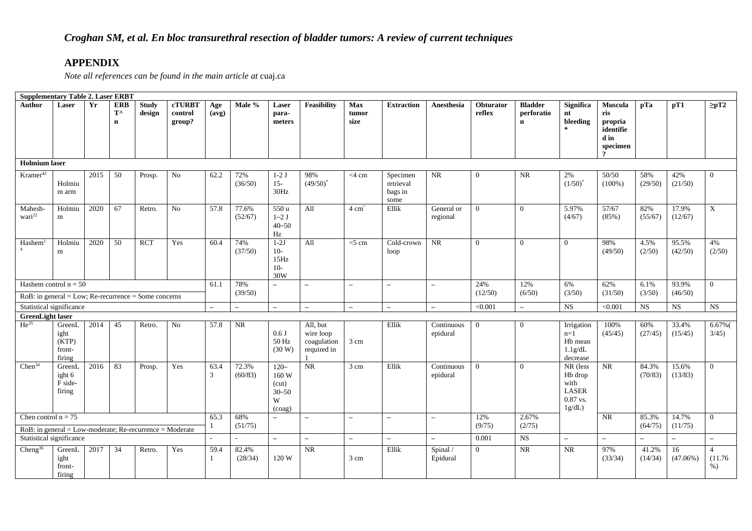*Croghan SM, et al. En bloc transurethral resection of bladder tumors: A review of current techniques*

## APPENDIX

*Note all references can be found in the main article at* cuaj.ca

| **Supplementary Table 2. Laser ERBT** | | | | | | | | | | | | | | | | | | | | |
|---|---|---|---|---|---|---|---|---|---|---|---|---|---|---|---|---|---|---|---|---|
| **Author** | **Laser** | **Yr** | **ERBT^ n** | **Study design** | **cTURBT control group?** | **Age (avg)** | **Male %** | **Laser para-meters** | **Feasibility** | **Max tumor size** | **Extraction** | **Anesthesia** | **Obturator reflex** | **Bladder perforation** | **Significant bleeding*** | **Muscularis propria identified in specimen?** | **pTa** | **pT1** | **≥pT2** |
| **Holmium laser** | | | | | | | | | | | | | | | | | | | |
| Kramer[42] | Holmium arm | 2015 | 50 | Prosp. | No | 62.2 | 72% (36/50) | 1-2 J 15-30Hz | 98% (49/50)* | <4 cm | Specimen retrieval bags in some | NR | 0 | NR | 2% (1/50)* | 50/50 (100%) | 58% (29/50) | 42% (21/50) | 0 |
| Mahesh-wari[22] | Holmium | 2020 | 67 | Retro. | No | 57.8 | 77.6% (52/67) | 550 u 1–2 J 40–50 Hz | All | 4 cm^ | Ellik | General or regional | 0 | 0 | 5.97% (4/67) | 57/67 (85%) | 82% (55/67) | 17.9% (12/67) | X |
| Hashem[14] | Holmium | 2020 | 50 | RCT | Yes | 60.4 | 74% (37/50) | 1-2J 10-15Hz 10-30W | All | <5 cm | Cold-crown loop | NR | 0 | 0 | 0 | 98% (49/50) | 4.5% (2/50) | 95.5% (42/50) | 4% (2/50) |
| Hashem control n = 50; RoB: in general = Low; Re-recurrence = Some concerns | | | | | | 61.1 | 78% (39/50) | – | – | – | – | – | 24% (12/50) | 12% (6/50) | 6% (3/50) | 62% (31/50) | 6.1% (3/50) | 93.9% (46/50) | 0 |
| Statistical significance | | | | | | – | – | – | – | – | – | – | <0.001 | – | NS | <0.001 | NS | NS | NS |
| **GreenLight laser** | | | | | | | | | | | | | | | | | | | |
| He[35] | GreenLight (KTP) front-firing | 2014 | 45 | Retro. | No | 57.8 | NR | 0.6 J 50 Hz (30 W) | All, but wire loop coagulation required in 1 | 3 cm | Ellik | Continuous epidural | 0 | 0 | Irrigation n=1 Hb mean 1.1g/dL decrease | 100% (45/45) | 60% (27/45) | 33.4% (15/45) | 6.67% (3/45) |
| Chen[34] | GreenLight 6 F side-firing | 2016 | 83 | Prosp. | Yes | 63.43 | 72.3% (60/83) | 120–160 W (cut) 30–50 W (coag) | NR | 3 cm | Ellik | Continuous epidural | 0 | 0 | NR (less Hb drop with LASER 0.87 vs. 1g/dL) | NR | 84.3% (70/83) | 15.6% (13/83) | 0 |
| Chen control n = 75; RoB: in general = Low-moderate; Re-recurrence = Moderate | | | | | | 65.31 | 68% (51/75) | – | – | – | – | – | 12% (9/75) | 2.67% (2/75) | | NR | 85.3% (64/75) | 14.7% (11/75) | 0 |
| Statistical significance | | | | | | - | - | – | – | – | – | – | 0.001 | NS | – | – | – | – | – |
| Cheng[36] | GreenLight front-firing | 2017 | 34 | Retro. | Yes | 59.41 | 82.4% (28/34) | 120 W | NR | 3 cm | Ellik | Spinal / Epidural | 0 | NR | NR | 97% (33/34) | 41.2% (14/34) | 16 (47.06%) | 4 (11.76 %) |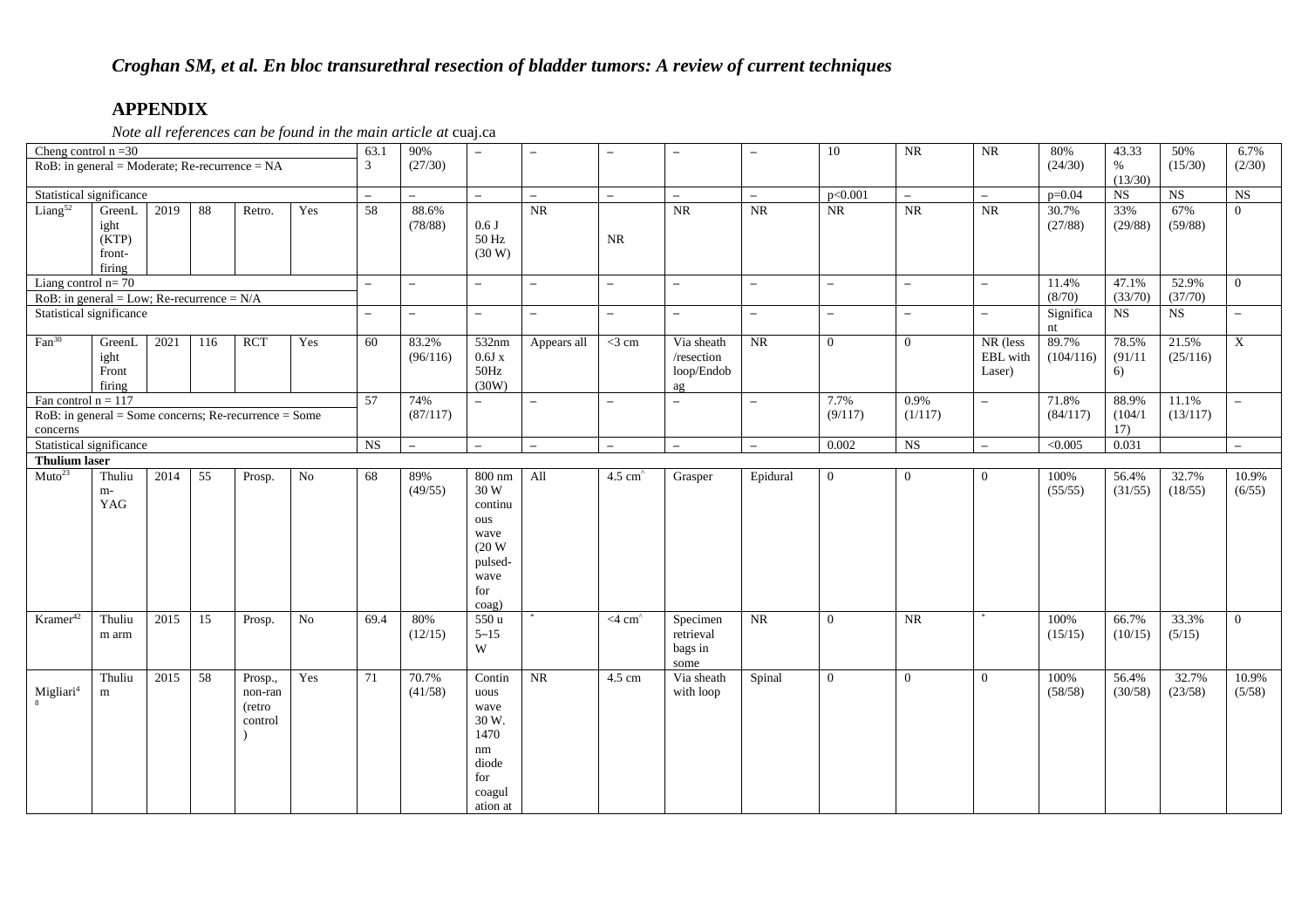## Croghan SM, et al. En bloc transurethral resection of bladder tumors: A review of current techniques

## APPENDIX

*Note all references can be found in the main article at* cuaj.ca

| | | | | | | | | | | | | | | | | | | | |
|---|---|---|---|---|---|---|---|---|---|---|---|---|---|---|---|---|---|---|---|
| Cheng control n =30<br>RoB: in general = Moderate; Re-recurrence = NA | | | | | | 63.1<br>3 | 90%<br>(27/30) | – | – | – | – | – | 10 | NR | NR | 80%<br>(24/30) | 43.33<br>%<br>(13/30) | 50%<br>(15/30) | 6.7%<br>(2/30) |
| Statistical significance | | | | | | – | – | – | – | – | – | – | p<0.001 | – | – | p=0.04 | NS | NS | NS |
| Liang[52] | GreenLight (KTP) front-firing | 2019 | 88 | Retro. | Yes | 58 | 88.6%<br>(78/88) | 0.6 J<br>50 Hz<br>(30 W) | NR | NR | NR | NR | NR | NR | NR | 30.7%<br>(27/88) | 33%<br>(29/88) | 67%<br>(59/88) | 0 |
| Liang control n= 70<br>RoB: in general = Low; Re-recurrence = N/A | | | | | | – | – | – | – | – | – | – | – | – | – | 11.4%<br>(8/70) | 47.1%<br>(33/70) | 52.9%<br>(37/70) | 0 |
| Statistical significance | | | | | | – | – | – | – | – | – | – | – | – | – | Significant | NS | NS | – |
| Fan[30] | GreenLight Front firing | 2021 | 116 | RCT | Yes | 60 | 83.2%<br>(96/116) | 532nm<br>0.6J x<br>50Hz<br>(30W) | Appears all | <3 cm | Via sheath /resection loop/Endobag | NR | 0 | 0 | NR (less EBL with Laser) | 89.7%<br>(104/116) | 78.5%<br>(91/116) | 21.5%<br>(25/116) | X |
| Fan control n = 117<br>RoB: in general = Some concerns; Re-recurrence = Some concerns | | | | | | 57 | 74%<br>(87/117) | – | – | – | – | – | 7.7%<br>(9/117) | 0.9%<br>(1/117) | – | 71.8%<br>(84/117) | 88.9%<br>(104/117) | 11.1%<br>(13/117) | – |
| Statistical significance | | | | | | NS | – | – | – | – | – | – | 0.002 | NS | – | <0.005 | 0.031 | | – |
| **Thulium laser** | | | | | | | | | | | | | | | | | | | |
| Muto[23] | Thulium-YAG | 2014 | 55 | Prosp. | No | 68 | 89%<br>(49/55) | 800 nm<br>30 W<br>continuous wave<br>(20 W pulsed-wave for coag) | All | 4.5 cm^ | Grasper | Epidural | 0 | 0 | 0 | 100%<br>(55/55) | 56.4%<br>(31/55) | 32.7%<br>(18/55) | 10.9%<br>(6/55) |
| Kramer[42] | Thulium arm | 2015 | 15 | Prosp. | No | 69.4 | 80%<br>(12/15) | 550 u<br>5–15<br>W | * | <4 cm^ | Specimen retrieval bags in some | NR | 0 | NR | * | 100%<br>(15/15) | 66.7%<br>(10/15) | 33.3%<br>(5/15) | 0 |
| Migliari[48] | Thulium | 2015 | 58 | Prosp., non-ran (retro control) | Yes | 71 | 70.7%<br>(41/58) | Continuous wave 30 W. 1470 nm diode for coagulation at | NR | 4.5 cm | Via sheath with loop | Spinal | 0 | 0 | 0 | 100%<br>(58/58) | 56.4%<br>(30/58) | 32.7%<br>(23/58) | 10.9%<br>(5/58) |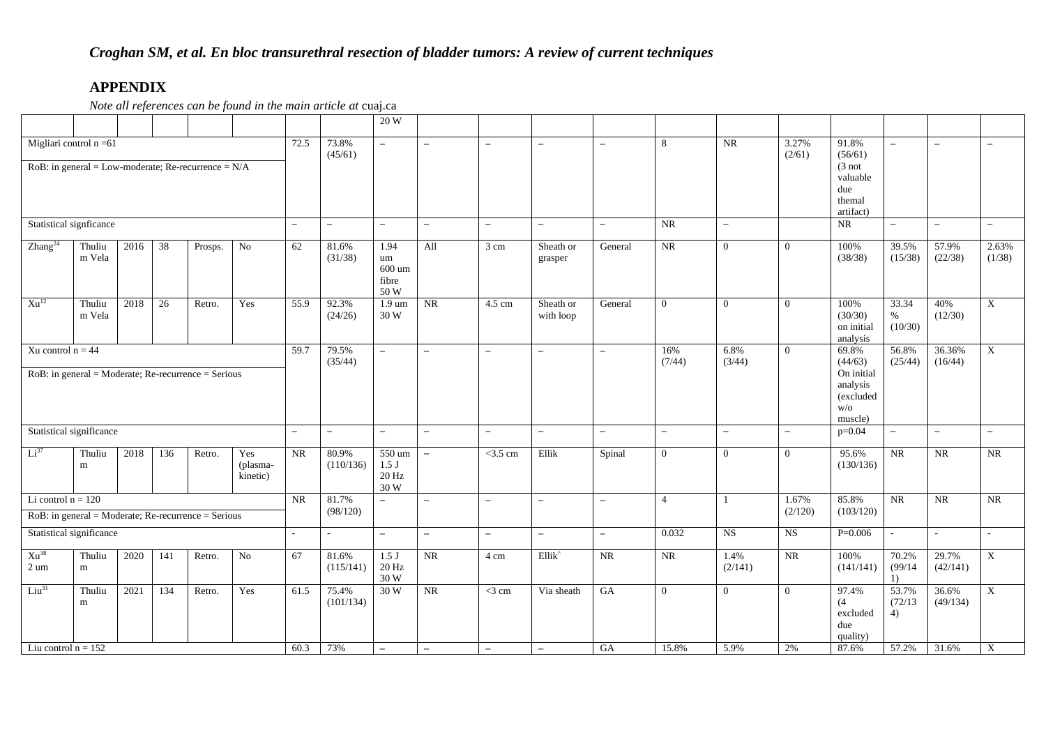## APPENDIX

*Note all references can be found in the main article at* cuaj.ca

| | | | | | | | | | | | | | | | | | | | |
|---|---|---|---|---|---|---|---|---|---|---|---|---|---|---|---|---|---|---|---|
| | | | | | | | | 20 W | | | | | | | | | | | |
| Migliari control n =61<br>RoB: in general = Low-moderate; Re-recurrence = N/A | | | | | | 72.5 | 73.8% (45/61) | – | – | – | – | – | 8 | NR | 3.27% (2/61) | 91.8% (56/61) (3 not valuable due themal artifact) | – | – | – |
| Statistical signficance | | | | | | – | – | – | – | – | – | – | NR | – | | NR | – | – | – |
| Zhang[24] | Thulium Vela | 2016 | 38 | Prosps. | No | 62 | 81.6% (31/38) | 1.94 um 600 um fibre 50 W | All | 3 cm | Sheath or grasper | General | NR | 0 | 0 | 100% (38/38) | 39.5% (15/38) | 57.9% (22/38) | 2.63% (1/38) |
| Xu[12] | Thulium Vela | 2018 | 26 | Retro. | Yes | 55.9 | 92.3% (24/26) | 1.9 um 30 W | NR | 4.5 cm | Sheath or with loop | General | 0 | 0 | 0 | 100% (30/30) on initial analysis | 33.34 % (10/30) | 40% (12/30) | X |
| Xu control n = 44<br>RoB: in general = Moderate; Re-recurrence = Serious | | | | | | 59.7 | 79.5% (35/44) | – | – | – | – | – | 16% (7/44) | 6.8% (3/44) | 0 | 69.8% (44/63) On initial analysis (excluded w/o muscle) | 56.8% (25/44) | 36.36% (16/44) | X |
| Statistical significance | | | | | | – | – | – | – | – | – | – | – | – | – | p=0.04 | – | – | – |
| Li[37] | Thulium | 2018 | 136 | Retro. | Yes (plasma-kinetic) | NR | 80.9% (110/136) | 550 um 1.5 J 20 Hz 30 W | – | <3.5 cm | Ellik | Spinal | 0 | 0 | 0 | 95.6% (130/136) | NR | NR | NR |
| Li control n = 120<br>RoB: in general = Moderate; Re-recurrence = Serious | | | | | | NR | 81.7% (98/120) | – | – | – | – | – | 4 | 1 | 1.67% (2/120) | 85.8% (103/120) | NR | NR | NR |
| Statistical significance | | | | | | - | - | – | – | – | – | – | 0.032 | NS | NS | P=0.006 | - | - | - |
| Xu[38] 2 um | Thulium | 2020 | 141 | Retro. | No | 67 | 81.6% (115/141) | 1.5 J 20 Hz 30 W | NR | 4 cm | Ellik^ | NR | NR | 1.4% (2/141) | NR | 100% (141/141) | 70.2% (99/141) | 29.7% (42/141) | X |
| Liu[31] | Thulium | 2021 | 134 | Retro. | Yes | 61.5 | 75.4% (101/134) | 30 W | NR | <3 cm | Via sheath | GA | 0 | 0 | 0 | 97.4% (4 excluded due quality) | 53.7% (72/134) | 36.6% (49/134) | X |
| Liu control n = 152 | | | | | | 60.3 | 73% | – | – | – | – | GA | 15.8% | 5.9% | 2% | 87.6% | 57.2% | 31.6% | X |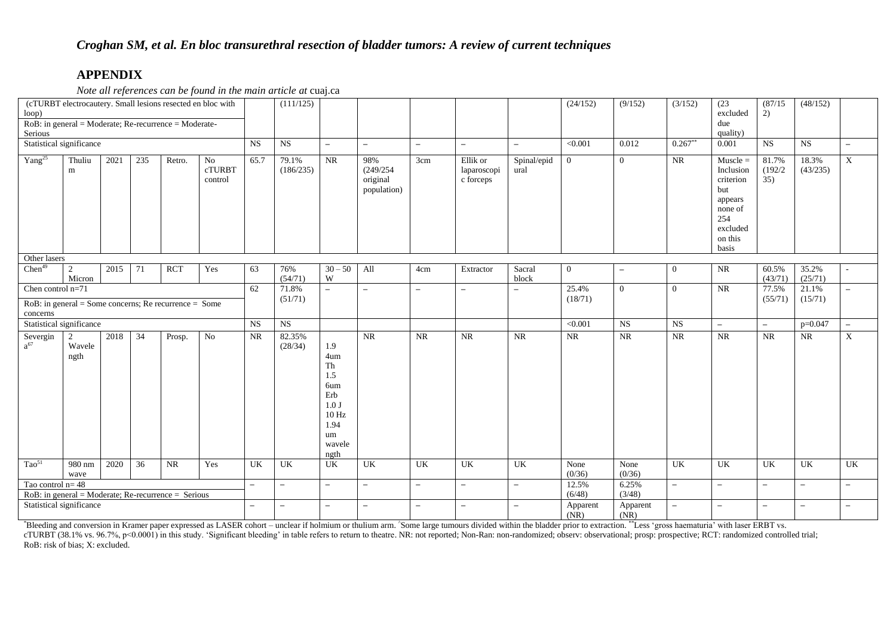*Croghan SM, et al. En bloc transurethral resection of bladder tumors: A review of current techniques*

## APPENDIX

*Note all references can be found in the main article at* cuaj.ca

| | | | | | | | | | | | | | | | | | | |
|---|---|---|---|---|---|---|---|---|---|---|---|---|---|---|---|---|---|---|
| (cTURBT electrocautery. Small lesions resected en bloc with loop) RoB: in general = Moderate; Re-recurrence = Moderate-Serious | | | | | | | (111/125) | | | | | | (24/152) | (9/152) | (3/152) | (23 excluded due quality) | (87/152) | (48/152) | |
| Statistical significance | | | | | | NS | NS | – | – | – | – | – | <0.001 | 0.012 | 0.267** | 0.001 | NS | NS | – |
| Yang[25] | Thulium | 2021 | 235 | Retro. | No cTURBT control | 65.7 | 79.1% (186/235) | NR | 98% (249/254 original population) | 3cm | Ellik or laparoscopic forceps | Spinal/epidural | 0 | 0 | NR | Muscle = Inclusion criterion but appears none of 254 excluded on this basis | 81.7% (192/235) | 18.3% (43/235) | X |
| Other lasers | | | | | | | | | | | | | | | | | | | |
| Chen[49] | 2 Micron | 2015 | 71 | RCT | Yes | 63 | 76% (54/71) | 30 – 50 W | All | 4cm | Extractor | Sacral block | 0 | – | 0 | NR | 60.5% (43/71) | 35.2% (25/71) | - |
| Chen control n=71 RoB: in general = Some concerns; Re recurrence = Some concerns | | | | | | 62 | 71.8% (51/71) | – | – | – | – | – | 25.4% (18/71) | 0 | 0 | NR | 77.5% (55/71) | 21.1% (15/71) | – |
| Statistical significance | | | | | | NS | NS | | | | | | <0.001 | NS | NS | – | – | p=0.047 | – |
| Severgina[67] | 2 Wavelength | 2018 | 34 | Prosp. | No | NR | 82.35% (28/34) | 1.94um Th 1.56um Erb 1.0 J 10 Hz 1.94 um wavelength | NR | NR | NR | NR | NR | NR | NR | NR | NR | NR | X |
| Tao[51] | 980 nm wave | 2020 | 36 | NR | Yes | UK | UK | UK | UK | UK | UK | UK | None (0/36) | None (0/36) | UK | UK | UK | UK | UK |
| Tao control n= 48 RoB: in general = Moderate; Re-recurrence = Serious | | | | | | – | – | – | – | – | – | – | 12.5% (6/48) | 6.25% (3/48) | – | – | – | – | – |
| Statistical significance | | | | | | – | – | – | – | – | – | – | Apparent (NR) | Apparent (NR) | – | – | – | – | – |

*Bleeding and conversion in Kramer paper expressed as LASER cohort – unclear if holmium or thulium arm. ^Some large tumours divided within the bladder prior to extraction. **Less 'gross haematuria' with laser ERBT vs. cTURBT (38.1% vs. 96.7%, p<0.0001) in this study. 'Significant bleeding' in table refers to return to theatre. NR: not reported; Non-Ran: non-randomized; observ: observational; prosp: prospective; RCT: randomized controlled trial; RoB: risk of bias; X: excluded.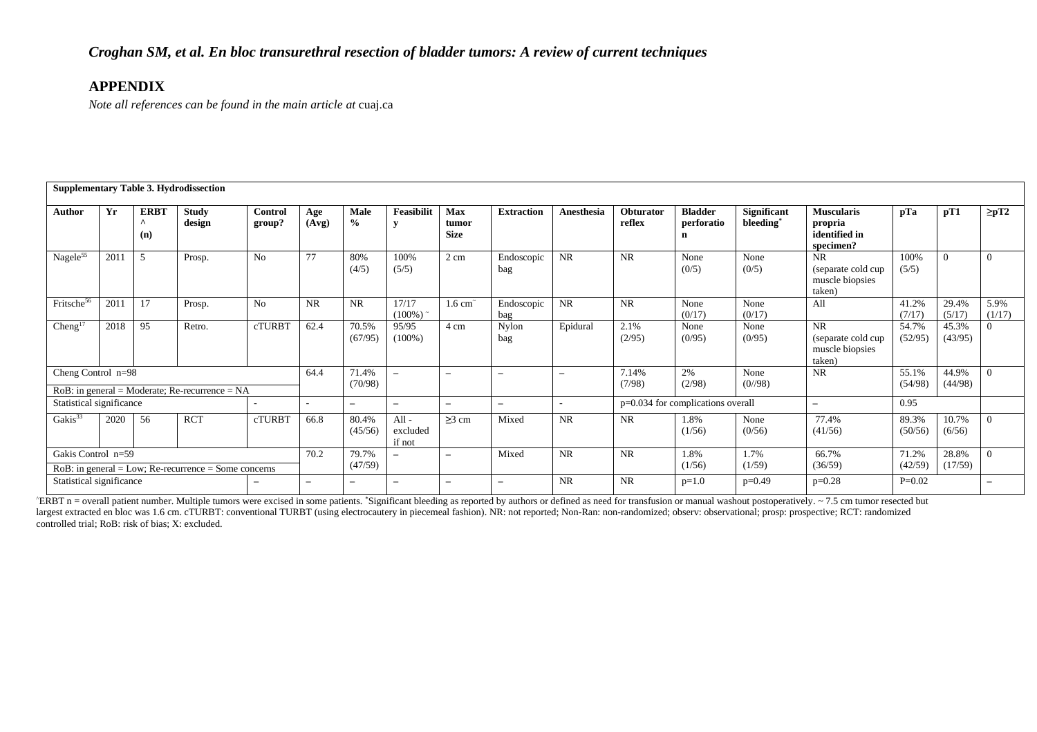*Croghan SM, et al. En bloc transurethral resection of bladder tumors: A review of current techniques*

## APPENDIX

*Note all references can be found in the main article at* cuaj.ca

**Supplementary Table 3. Hydrodissection**

| Author | Yr | ERBT ^ (n) | Study design | Control group? | Age (Avg) | Male % | Feasibility | Max tumor Size | Extraction | Anesthesia | Obturator reflex | Bladder perforation | Significant bleeding* | Muscularis propria identified in specimen? | pTa | pT1 | ≥pT2 |
|---|---|---|---|---|---|---|---|---|---|---|---|---|---|---|---|---|---|
| Nagele[55] | 2011 | 5 | Prosp. | No | 77 | 80% (4/5) | 100% (5/5) | 2 cm | Endoscopic bag | NR | NR | None (0/5) | None (0/5) | NR (separate cold cup muscle biopsies taken) | 100% (5/5) | 0 | 0 |
| Fritsche[56] | 2011 | 17 | Prosp. | No | NR | NR | 17/17 (100%) ~ | 1.6 cm~ | Endoscopic bag | NR | NR | None (0/17) | None (0/17) | All | 41.2% (7/17) | 29.4% (5/17) | 5.9% (1/17) |
| Cheng[17] | 2018 | 95 | Retro. | cTURBT | 62.4 | 70.5% (67/95) | 95/95 (100%) | 4 cm | Nylon bag | Epidural | 2.1% (2/95) | None (0/95) | None (0/95) | NR (separate cold cup muscle biopsies taken) | 54.7% (52/95) | 45.3% (43/95) | 0 |
| Cheng Control n=98<br>RoB: in general = Moderate; Re-recurrence = NA | | | | | 64.4 | 71.4% (70/98) | – | – | – | – | 7.14% (7/98) | 2% (2/98) | None (0//98) | NR | 55.1% (54/98) | 44.9% (44/98) | 0 |
| Statistical significance | | | | - | - | – | – | – | – | - | p=0.034 for complications overall | | | – | 0.95 | | |
| Gakis[33] | 2020 | 56 | RCT | cTURBT | 66.8 | 80.4% (45/56) | All - excluded if not | ≥3 cm | Mixed | NR | NR | 1.8% (1/56) | None (0/56) | 77.4% (41/56) | 89.3% (50/56) | 10.7% (6/56) | 0 |
| Gakis Control n=59<br>RoB: in general = Low; Re-recurrence = Some concerns | | | | | 70.2 | 79.7% (47/59) | – | – | Mixed | NR | NR | 1.8% (1/56) | 1.7% (1/59) | 66.7% (36/59) | 71.2% (42/59) | 28.8% (17/59) | 0 |
| Statistical significance | | | | – | – | – | – | – | – | NR | NR | p=1.0 | p=0.49 | p=0.28 | P=0.02 | | – |

^ERBT n = overall patient number. Multiple tumors were excised in some patients. *Significant bleeding as reported by authors or defined as need for transfusion or manual washout postoperatively. ~ 7.5 cm tumor resected but largest extracted en bloc was 1.6 cm. cTURBT: conventional TURBT (using electrocautery in piecemeal fashion). NR: not reported; Non-Ran: non-randomized; observ: observational; prosp: prospective; RCT: randomized controlled trial; RoB: risk of bias; X: excluded.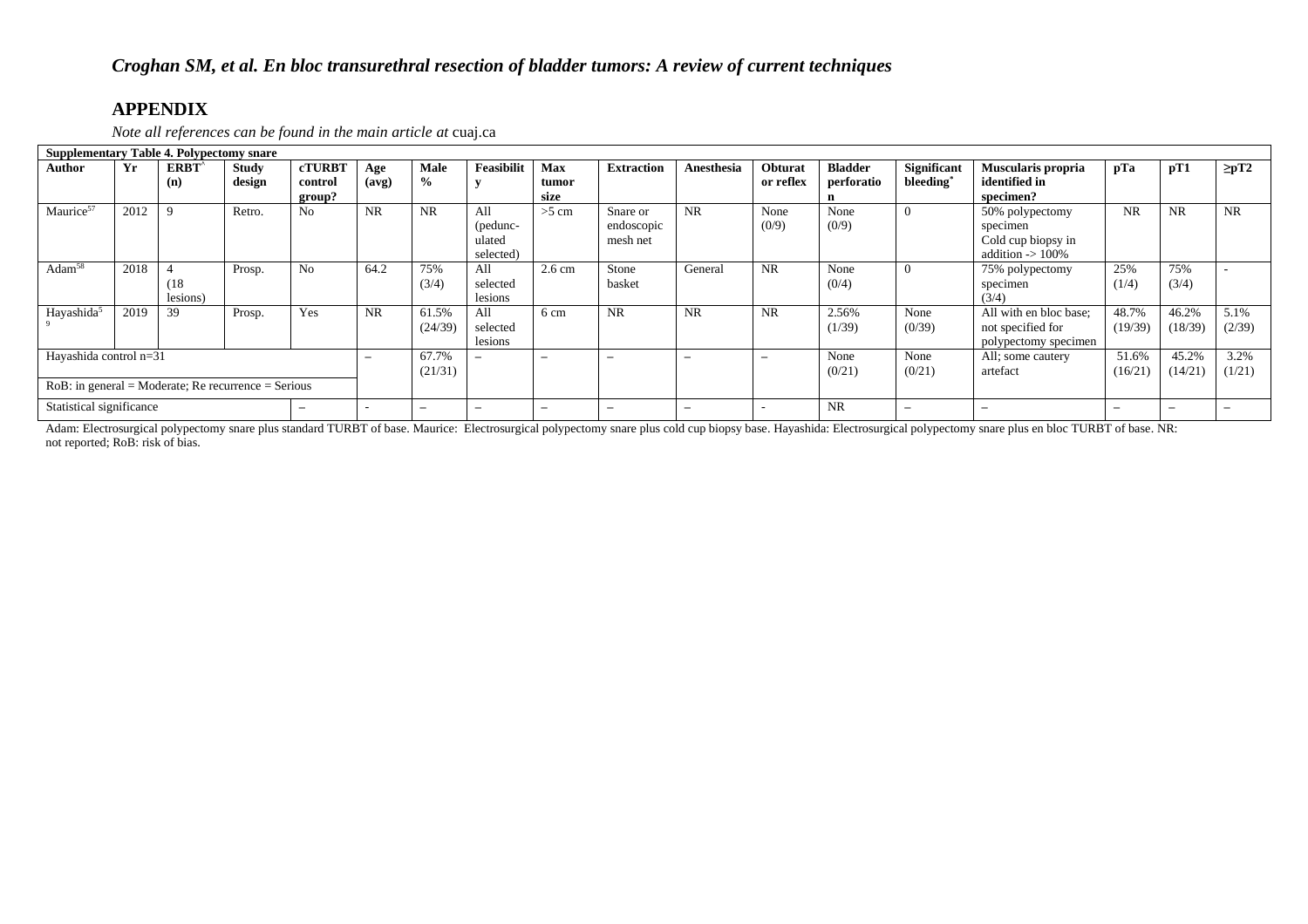*Croghan SM, et al. En bloc transurethral resection of bladder tumors: A review of current techniques*

## APPENDIX

*Note all references can be found in the main article at* cuaj.ca

**Supplementary Table 4. Polypectomy snare**

| Author | Yr | ERBT^ (n) | Study design | cTURBT control group? | Age (avg) | Male % | Feasibility | Max tumor size | Extraction | Anesthesia | Obturat or reflex | Bladder perforation | Significant bleeding* | Muscularis propria identified in specimen? | pTa | pT1 | ≥pT2 |
|---|---|---|---|---|---|---|---|---|---|---|---|---|---|---|---|---|---|
| Maurice[57] | 2012 | 9 | Retro. | No | NR | NR | All (pedunculated selected) | >5 cm | Snare or endoscopic mesh net | NR | None (0/9) | None (0/9) | 0 | 50% polypectomy specimen Cold cup biopsy in addition -> 100% | NR | NR | NR |
| Adam[58] | 2018 | 4 (18 lesions) | Prosp. | No | 64.2 | 75% (3/4) | All selected lesions | 2.6 cm | Stone basket | General | NR | None (0/4) | 0 | 75% polypectomy specimen (3/4) | 25% (1/4) | 75% (3/4) | - |
| Hayashida[59] | 2019 | 39 | Prosp. | Yes | NR | 61.5% (24/39) | All selected lesions | 6 cm | NR | NR | NR | 2.56% (1/39) | None (0/39) | All with en bloc base; not specified for polypectomy specimen | 48.7% (19/39) | 46.2% (18/39) | 5.1% (2/39) |
| Hayashida control n=31<br>RoB: in general = Moderate; Re recurrence = Serious | | | | | – | 67.7% (21/31) | – | – | – | – | – | None (0/21) | None (0/21) | All; some cautery artefact | 51.6% (16/21) | 45.2% (14/21) | 3.2% (1/21) |
| Statistical significance | | | | – | - | – | – | – | – | – | - | NR | – | – | – | – | – |

Adam: Electrosurgical polypectomy snare plus standard TURBT of base. Maurice: Electrosurgical polypectomy snare plus cold cup biopsy base. Hayashida: Electrosurgical polypectomy snare plus en bloc TURBT of base. NR: not reported; RoB: risk of bias.